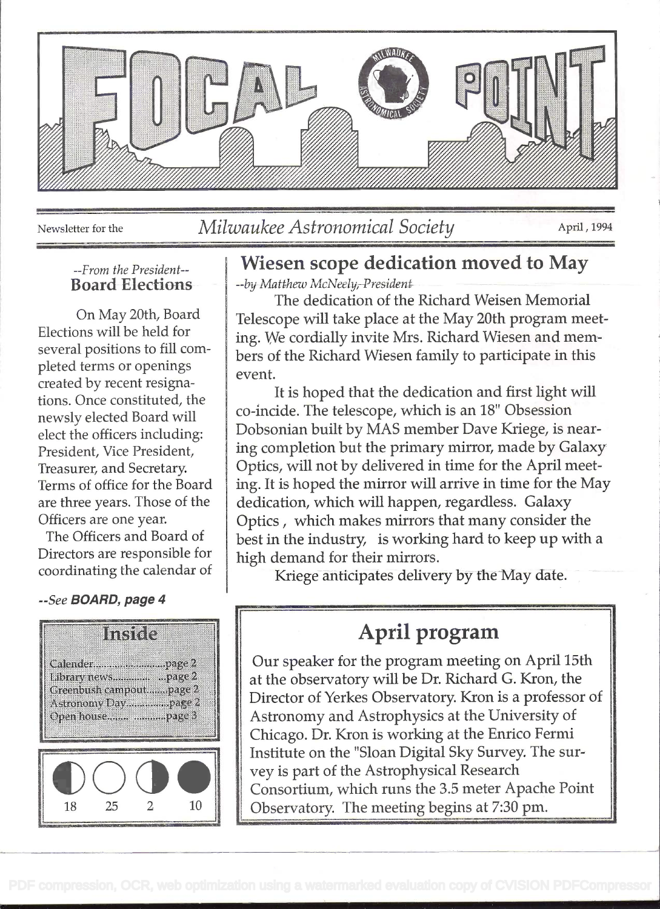# FOCAL POINT

Newsletter for the *Milwaukee Astronomical Society* April, 1994

## Wiesen scope dedication moved to May

*--by Matthew McNeely, President*

The dedication of the Richard Weisen Memorial Telescope will take place at the May 20th program meeting. We cordially invite Mrs. Richard Wiesen and members of the Richard Wiesen family to participate in this event.

It is hoped that the dedication and first light will co-incide. The telescope, which is an 18" Obsession Dobsonian built by MAS member Dave Kriege, is nearing completion but the primary mirror, made by Galaxy Optics, will not by delivered in time for the April meeting. It is hoped the mirror will arrive in time for the May dedication, which will happen, regardless. Galaxy Optics , which makes mirrors that many consider the best in the industry, is working hard to keep up with a high demand for their mirrors.

Kriege anticipates delivery by the May date.

## April program

Our speaker for the program meeting on April 15th at the observatory will be Dr. Richard G. Kron, the Director of Yerkes Observatory. Kron is a professor of Astronomy and Astrophysics at the University of Chicago. Dr. Kron is working at the Enrico Fermi Institute on the "Sloan Digital Sky Survey. The survey is part of the Astrophysical Research Consortium, which runs the 3.5 meter Apache Point Observatory. The meeting begins at 7:30 pm.

*--From the President--*

### Board Elections

On May 20th, Board Elections will be held for several positions to fill completed terms or openings created by recent resignations. Once constituted, the newsly elected Board will elect the officers including: President, Vice President, Treasurer, and Secretary. Terms of office for the Board are three years. Those of the Officers are one year.

The Officers and Board of Directors are responsible for coordinating the calendar of

*--See **BOARD, page 4***

### Inside

- Calender....................page 2
- Library news.................page 2
- Greenbush campout.........page 2
- Astronomy Day...............page 2
- Open house....................page 3

| First Quarter | Full Moon | Last Quarter | New Moon |
|---|---|---|---|
| 18 | 25 | 2 | 10 |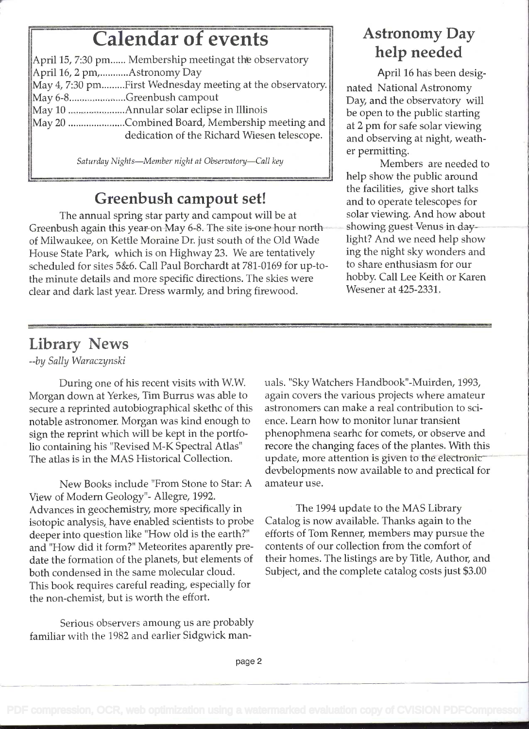## Calendar of events

April 15, 7:30 pm...... Membership meetingat the observatory
April 16, 2 pm,...........Astronomy Day
May 4, 7:30 pm.........First Wednesday meeting at the observatory.
May 6-8......................Greenbush campout
May 10 .......................Annular solar eclipse in Illinois
May 20 ......................Combined Board, Membership meeting and dedication of the Richard Wiesen telescope.

*Saturday Nights—Member night at Observatory—Call key*

## Greenbush campout set!

The annual spring star party and campout will be at Greenbush again this year on May 6-8. The site is one hour north of Milwaukee, on Kettle Moraine Dr. just south of the Old Wade House State Park, which is on Highway 23. We are tentatively scheduled for sites 5&6. Call Paul Borchardt at 781-0169 for up-to-the minute details and more specific directions. The skies were clear and dark last year. Dress warmly, and bring firewood.

## Astronomy Day help needed

April 16 has been designated National Astronomy Day, and the observatory will be open to the public starting at 2 pm for safe solar viewing and observing at night, weather permitting.

Members are needed to help show the public around the facilities, give short talks and to operate telescopes for solar viewing. And how about showing guest Venus in daylight? And we need help show ing the night sky wonders and to share enthusiasm for our hobby. Call Lee Keith or Karen Wesener at 425-2331.

## Library News

*--by Sally Waraczynski*

During one of his recent visits with W.W. Morgan down at Yerkes, Tim Burrus was able to secure a reprinted autobiographical skethc of this notable astronomer. Morgan was kind enough to sign the reprint which will be kept in the portfolio containing his "Revised M-K Spectral Atlas" The atlas is in the MAS Historical Collection.

New Books include "From Stone to Star: A View of Modern Geology"- Allegre, 1992. Advances in geochemistry, more specifically in isotopic analysis, have enabled scientists to probe deeper into question like "How old is the earth?" and "How did it form?" Meteorites aparently predate the formation of the planets, but elements of both condensed in the same molecular cloud. This book requires careful reading, especially for the non-chemist, but is worth the effort.

Serious observers amoung us are probably familiar with the 1982 and earlier Sidgwick manuals. "Sky Watchers Handbook"-Muirden, 1993, again covers the various projects where amateur astronomers can make a real contribution to science. Learn how to monitor lunar transient phenophmena searhc for comets, or observe and recore the changing faces of the plantes. With this update, more attention is given to the electronic devbelopments now available to and prectical for amateur use.

The 1994 update to the MAS Library Catalog is now available. Thanks again to the efforts of Tom Renner, members may pursue the contents of our collection from the comfort of their homes. The listings are by Title, Author, and Subject, and the complete catalog costs just $3.00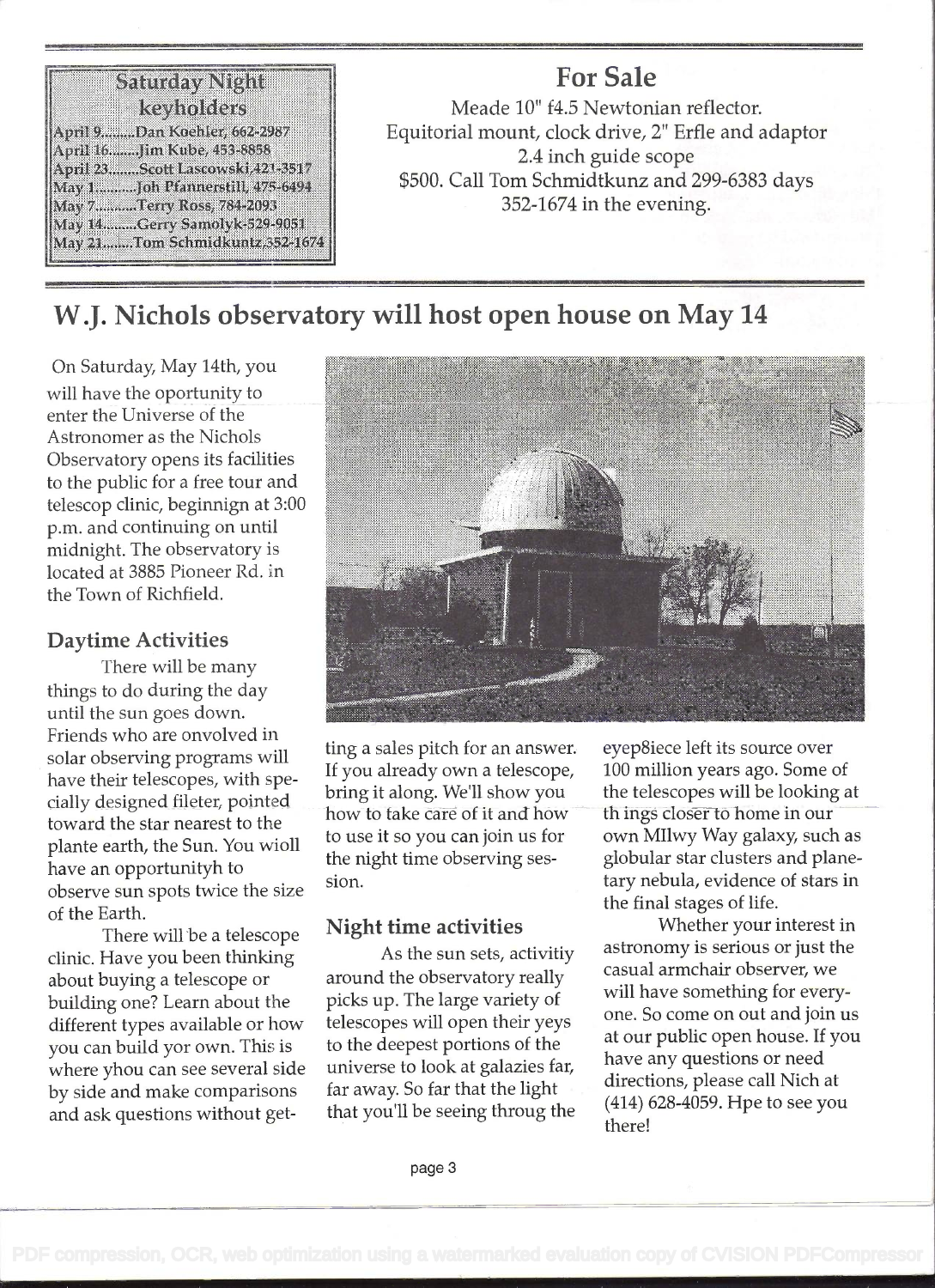## Saturday Night keyholders

April 9........Dan Koehler, 662-2987
April 16........Jim Kube, 453-8858
April 23........Scott Lascowski,421-3517
May 1..........Joh Pfannerstill, 475-6494
May 7..........Terry Ross, 784-2093
May 14........Gerry Samolyk-529-9051
May 21........Tom Schmidkuntz,352-1674

## For Sale

Meade 10" f4.5 Newtonian reflector.
Equitorial mount, clock drive, 2" Erfle and adaptor
2.4 inch guide scope
$500. Call Tom Schmidtkunz and 299-6383 days
352-1674 in the evening.

# W.J. Nichols observatory will host open house on May 14

On Saturday, May 14th, you will have the oportunity to enter the Universe of the Astronomer as the Nichols Observatory opens its facilities to the public for a free tour and telescop clinic, beginnign at 3:00 p.m. and continuing on until midnight. The observatory is located at 3885 Pioneer Rd. in the Town of Richfield.

### Daytime Activities

There will be many things to do during the day until the sun goes down. Friends who are onvolved in solar observing programs will have their telescopes, with specially designed fileter, pointed toward the star nearest to the plante earth, the Sun. You wioll have an opportunityh to observe sun spots twice the size of the Earth.

There will be a telescope clinic. Have you been thinking about buying a telescope or building one? Learn about the different types available or how you can build yor own. This is where yhou can see several side by side and make comparisons and ask questions without getting a sales pitch for an answer. If you already own a telescope, bring it along. We'll show you how to take care of it and how to use it so you can join us for the night time observing session.

### Night time activities

As the sun sets, activitiy around the observatory really picks up. The large variety of telescopes will open their yeys to the deepest portions of the universe to look at galazies far, far away. So far that the light that you'll be seeing throug the eyep8iece left its source over 100 million years ago. Some of the telescopes will be looking at th ings closer to home in our own MIlwy Way galaxy, such as globular star clusters and planetary nebula, evidence of stars in the final stages of life.

Whether your interest in astronomy is serious or just the casual armchair observer, we will have something for everyone. So come on out and join us at our public open house. If you have any questions or need directions, please call Nich at (414) 628-4059. Hpe to see you there!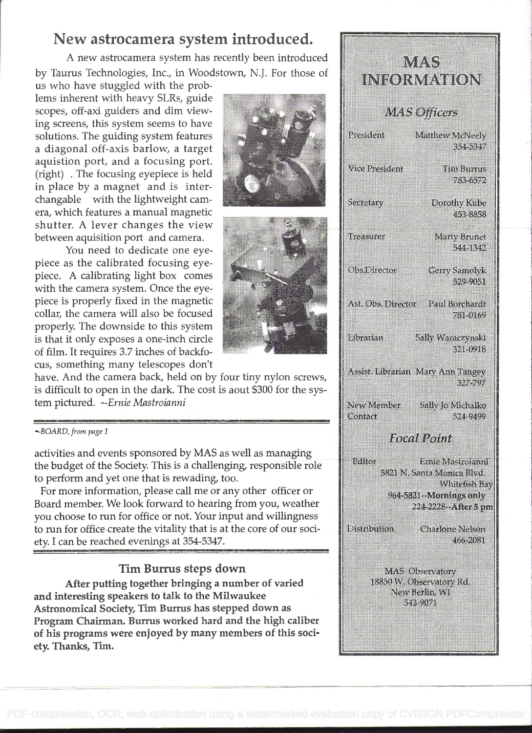## New astrocamera system introduced.

A new astrocamera system has recently been introduced by Taurus Technologies, Inc., in Woodstown, N.J. For those of us who have stuggled with the problems inherent with heavy SLRs, guide scopes, off-axi guiders and dim viewing screens, this system seems to have solutions. The guiding system features a diagonal off-axis barlow, a target aquistion port, and a focusing port. (right) . The focusing eyepiece is held in place by a magnet and is interchangable with the lightweight camera, which features a manual magnetic shutter. A lever changes the view between aquisition port and camera.

You need to dedicate one eyepiece as the calibrated focusing eyepiece. A calibrating light box comes with the camera system. Once the eyepiece is properly fixed in the magnetic collar, the camera will also be focused properly. The downside to this system is that it only exposes a one-inch circle of film. It requires 3.7 inches of backfocus, something many telescopes don't have. And the camera back, held on by four tiny nylon screws, is difficult to open in the dark. The cost is aout $300 for the system pictured. *--Ernie Mastroianni*

---

*~BOARD, from page 1*

activities and events sponsored by MAS as well as managing the budget of the Society. This is a challenging, responsible role to perform and yet one that is rewading, too.

For more information, please call me or any other officer or Board member. We look forward to hearing from you, weather you choose to run for office or not. Your input and willingness to run for office create the vitality that is at the core of our society. I can be reached evenings at 354-5347.

---

### Tim Burrus steps down

**After putting together bringing a number of varied and interesting speakers to talk to the Milwaukee Astronomical Society, Tim Burrus has stepped down as Program Chairman. Burrus worked hard and the high caliber of his programs were enjoyed by many members of this society. Thanks, Tim.**

---

## MAS INFORMATION

### *MAS Officers*

| | |
|---|---|
| President | Matthew McNeely 354-5347 |
| Vice President | Tim Burrus 783-6572 |
| Secretary | Dorothy Kube 453-8858 |
| Treasurer | Marty Brunet 544-1342 |
| Obs.Director | Gerry Samolyk 529-9051 |
| Ast. Obs. Director | Paul Borchardt 781-0169 |
| Librarian | Sally Waraczynski 321-0918 |
| Assist. Librarian | Mary Ann Tangey 327-797 |
| New Member Contact | Sally Jo Michalko 524-9499 |

### *Focal Point*

Editor — Ernie Mastroianni
5821 N. Santa Monica Blvd.
Whitefish Bay
964-5821--Mornings only
224-2228--After 5 pm

Distribution — Charlotte Nelson
466-2081

MAS Observatory
18850 W. Observatory Rd.
New Berlin, WI
542-9071